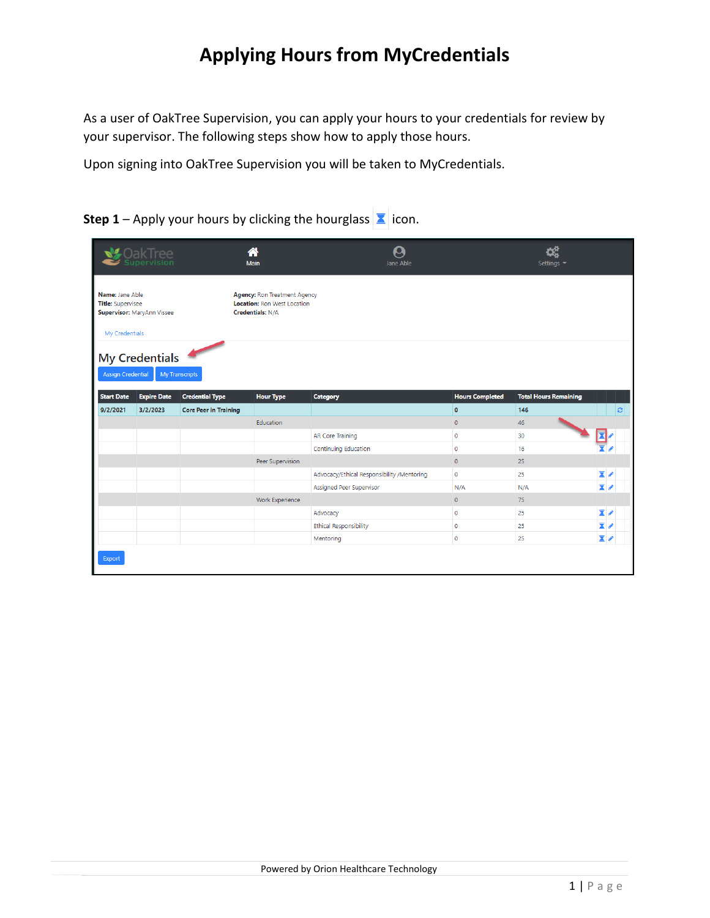# Applying Hours from MyCredentials

As a user of OakTree Supervision, you can apply your hours to your credentials for review by your supervisor. The following steps show how to apply those hours.

Upon signing into OakTree Supervision you will be taken to MyCredentials.

**Step 1** – Apply your hours by clicking the hourglass ⧗ icon.

OakTree Supervision | Main | Jane Able | Settings

**Name:** Jane Able
**Title:** Supervisee
**Supervisor:** MaryAnn Vissee

**Agency:** Ron Treatment Agency
**Location:** Ron West Location
**Credentials:** N/A

My Credentials

## My Credentials

Assign Credential | My Transcripts

| Start Date | Expire Date | Credential Type | Hour Type | Category | Hours Completed | Total Hours Remaining | | |
|---|---|---|---|---|---|---|---|---|
| 9/2/2021 | 3/2/2023 | Core Peer in Training | | | 0 | 146 | | |
| | | | Education | | 0 | 46 | | |
| | | | | AR Core Training | 0 | 30 | | |
| | | | | Continuing Education | 0 | 16 | | |
| | | | Peer Supervision | | 0 | 25 | | |
| | | | | Advocacy/Ethical Responsibility /Mentoring | 0 | 25 | | |
| | | | | Assigned Peer Supervisor | N/A | N/A | | |
| | | | Work Experience | | 0 | 75 | | |
| | | | | Advocacy | 0 | 25 | | |
| | | | | Ethical Responsibility | 0 | 25 | | |
| | | | | Mentoring | 0 | 25 | | |

Export

Powered by Orion Healthcare Technology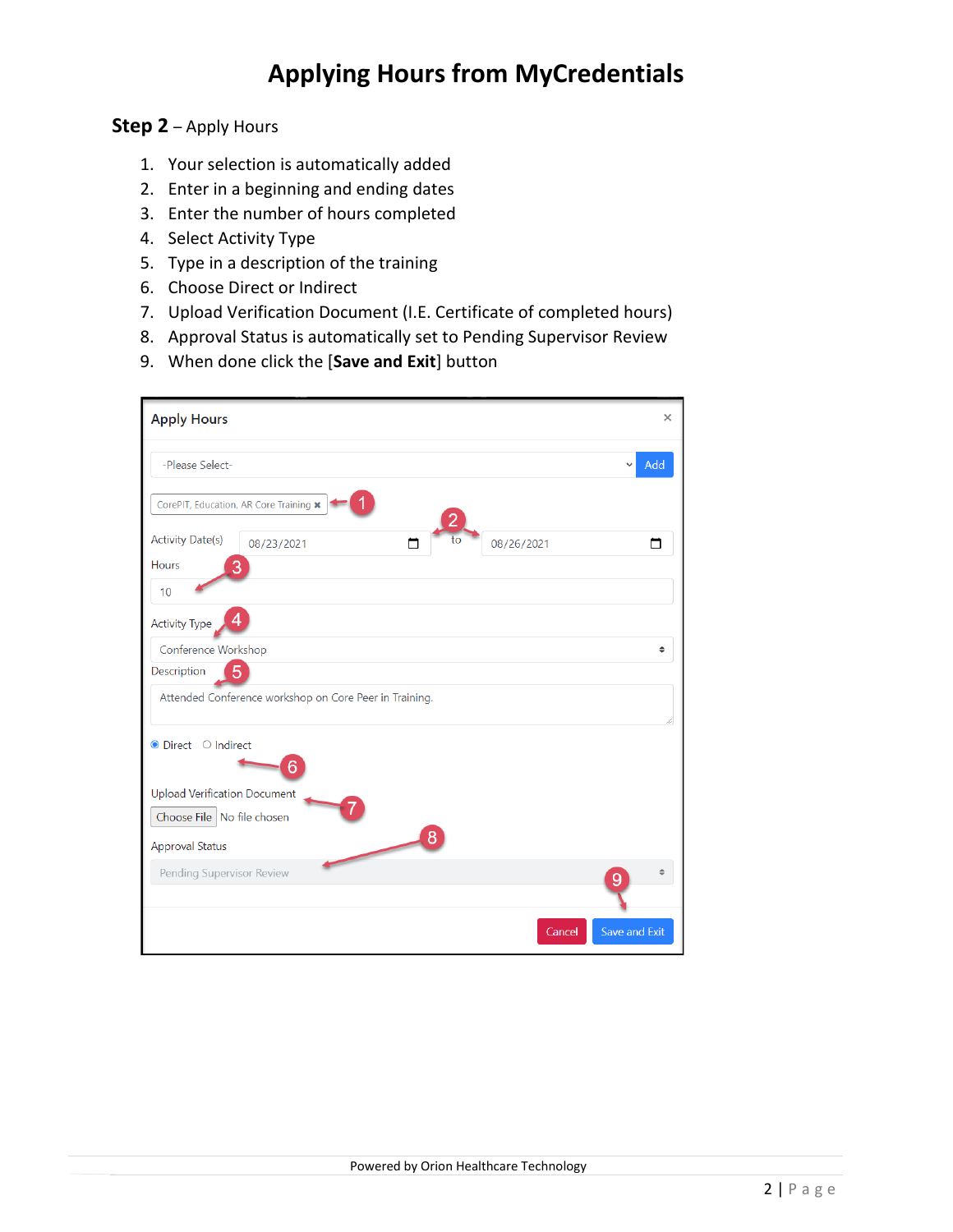# Applying Hours from MyCredentials

**Step 2** – Apply Hours

1. Your selection is automatically added
2. Enter in a beginning and ending dates
3. Enter the number of hours completed
4. Select Activity Type
5. Type in a description of the training
6. Choose Direct or Indirect
7. Upload Verification Document (I.E. Certificate of completed hours)
8. Approval Status is automatically set to Pending Supervisor Review
9. When done click the [**Save and Exit**] button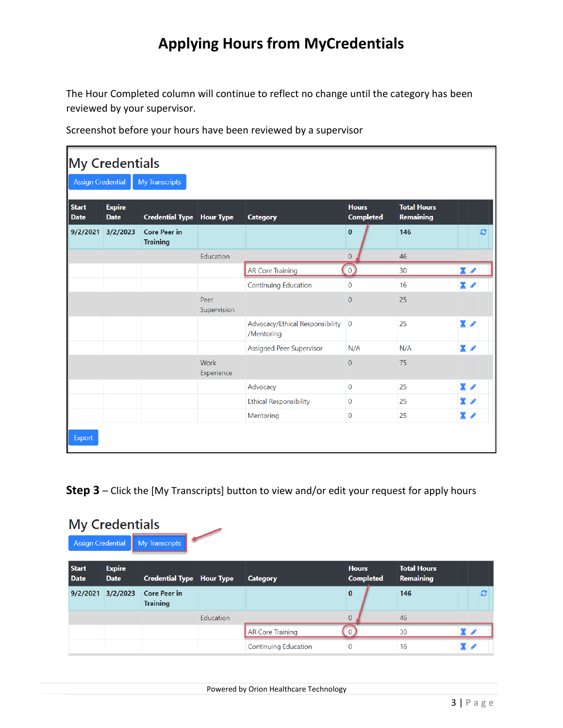# Applying Hours from MyCredentials

The Hour Completed column will continue to reflect no change until the category has been reviewed by your supervisor.

Screenshot before your hours have been reviewed by a supervisor

## My Credentials

[Assign Credential] [My Transcripts]

| Start Date | Expire Date | Credential Type | Hour Type | Category | Hours Completed | Total Hours Remaining |
|---|---|---|---|---|---|---|
| 9/2/2021 | 3/2/2023 | Core Peer in Training | | | 0 | 146 |
| | | | Education | | 0 | 46 |
| | | | | AR Core Training | 0 | 30 |
| | | | | Continuing Education | 0 | 16 |
| | | | Peer Supervision | | 0 | 25 |
| | | | | Advocacy/Ethical Responsibility /Mentoring | 0 | 25 |
| | | | | Assigned Peer Supervisor | N/A | N/A |
| | | | Work Experience | | 0 | 75 |
| | | | | Advocacy | 0 | 25 |
| | | | | Ethical Responsibility | 0 | 25 |
| | | | | Mentoring | 0 | 25 |

[Export]

**Step 3** – Click the [My Transcripts] button to view and/or edit your request for apply hours

## My Credentials

[Assign Credential] [My Transcripts]

| Start Date | Expire Date | Credential Type | Hour Type | Category | Hours Completed | Total Hours Remaining |
|---|---|---|---|---|---|---|
| 9/2/2021 | 3/2/2023 | Core Peer in Training | | | 0 | 146 |
| | | | Education | | 0 | 46 |
| | | | | AR Core Training | 0 | 30 |
| | | | | Continuing Education | 0 | 16 |

Powered by Orion Healthcare Technology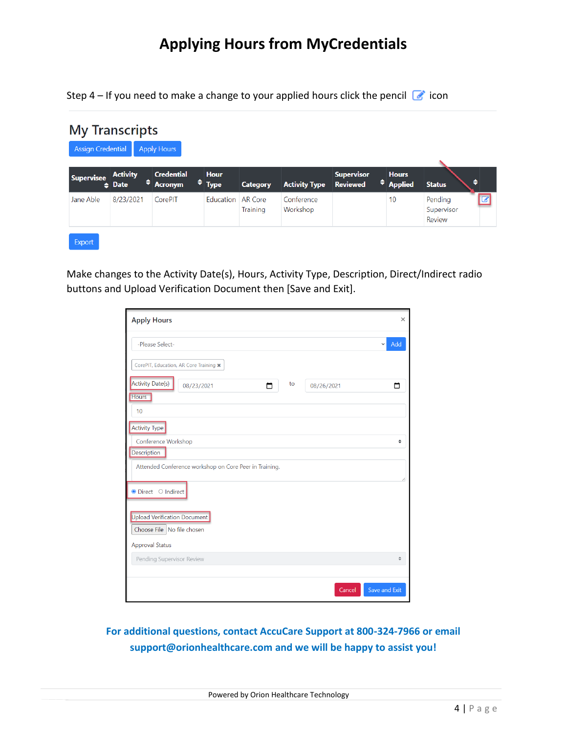# Applying Hours from MyCredentials

Step 4 – If you need to make a change to your applied hours click the pencil icon

## My Transcripts

Assign Credential | Apply Hours

| Supervisee | Activity Date | Credential Acronym | Hour Type | Category | Activity Type | Supervisor Reviewed | Hours Applied | Status | |
|---|---|---|---|---|---|---|---|---|---|
| Jane Able | 8/23/2021 | CorePIT | Education | AR Core Training | Conference Workshop | | 10 | Pending Supervisor Review | |

Export

Make changes to the Activity Date(s), Hours, Activity Type, Description, Direct/Indirect radio buttons and Upload Verification Document then [Save and Exit].

**Apply Hours**

-Please Select- | Add

CorePIT, Education, AR Core Training ✖

Activity Date(s): 08/23/2021 to 08/26/2021

Hours: 10

Activity Type: Conference Workshop

Description: Attended Conference workshop on Core Peer in Training.

◉ Direct ○ Indirect

Upload Verification Document: Choose File No file chosen

Approval Status: Pending Supervisor Review

Cancel | Save and Exit

**For additional questions, contact AccuCare Support at 800-324-7966 or email support@orionhealthcare.com and we will be happy to assist you!**

Powered by Orion Healthcare Technology